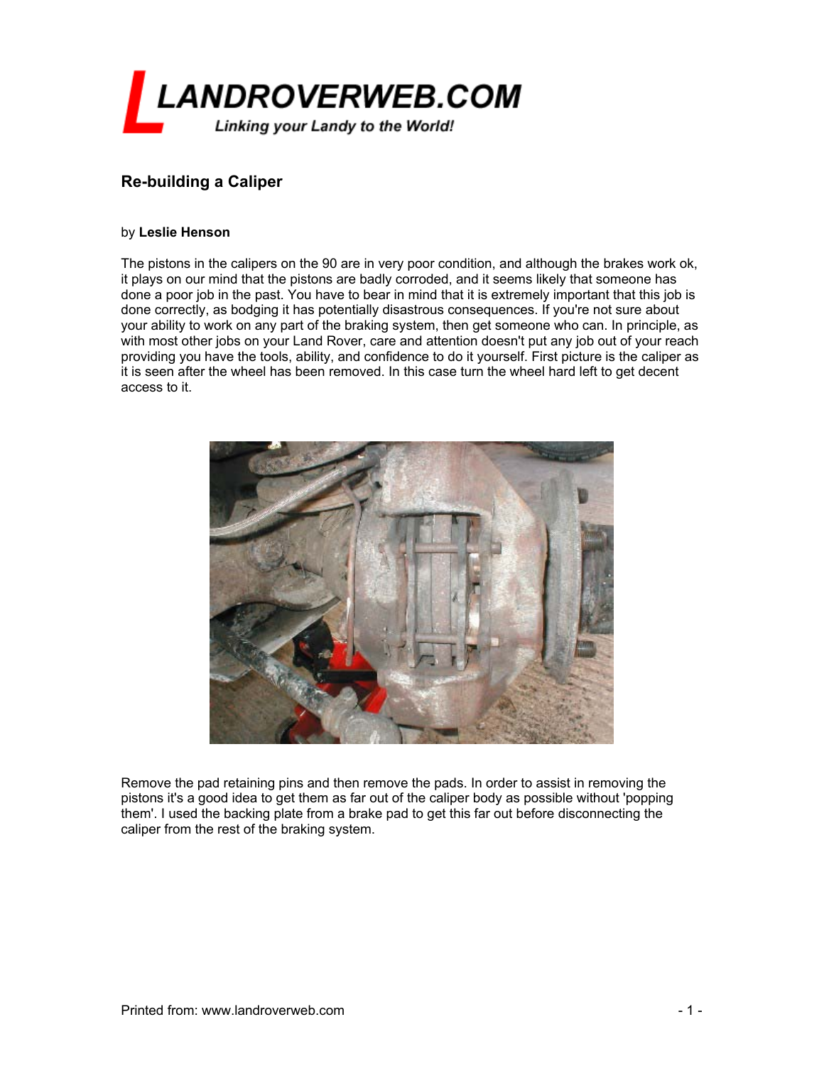## Re-building a Caliper

by **Leslie Henson**

The pistons in the calipers on the 90 are in very poor condition, and although the brakes work ok, it plays on our mind that the pistons are badly corroded, and it seems likely that someone has done a poor job in the past. You have to bear in mind that it is extremely important that this job is done correctly, as bodging it has potentially disastrous consequences. If you're not sure about your ability to work on any part of the braking system, then get someone who can. In principle, as with most other jobs on your Land Rover, care and attention doesn't put any job out of your reach providing you have the tools, ability, and confidence to do it yourself. First picture is the caliper as it is seen after the wheel has been removed. In this case turn the wheel hard left to get decent access to it.

Remove the pad retaining pins and then remove the pads. In order to assist in removing the pistons it's a good idea to get them as far out of the caliper body as possible without 'popping them'. I used the backing plate from a brake pad to get this far out before disconnecting the caliper from the rest of the braking system.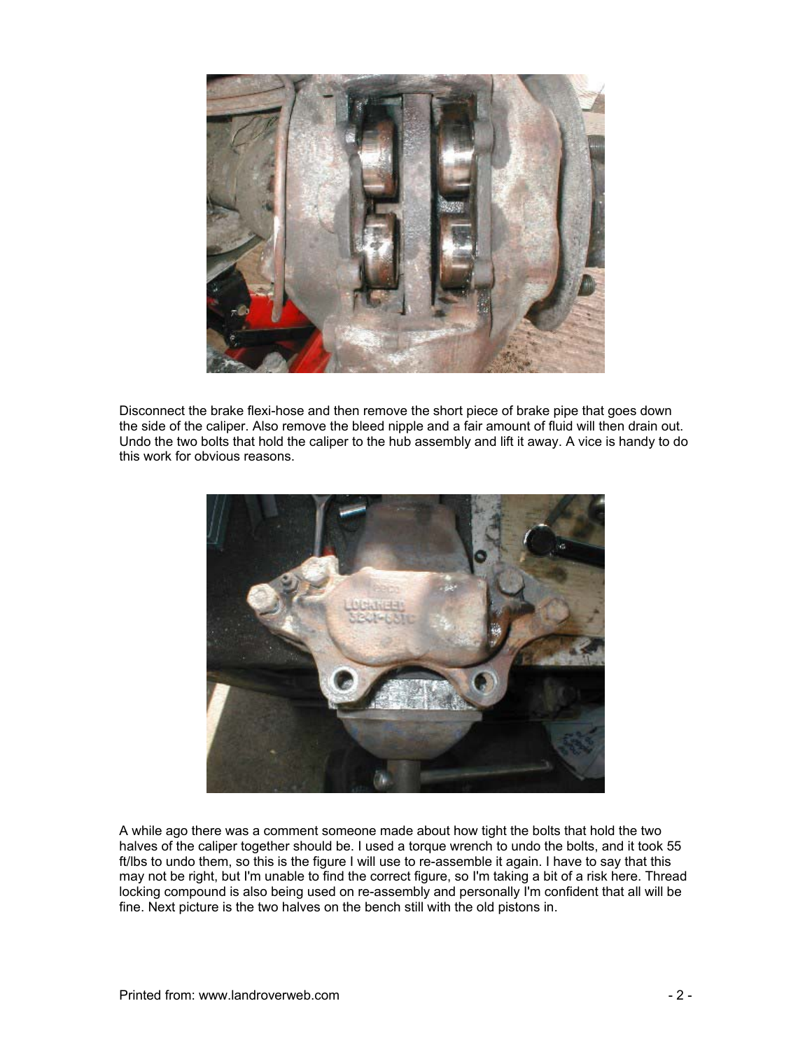Disconnect the brake flexi-hose and then remove the short piece of brake pipe that goes down the side of the caliper. Also remove the bleed nipple and a fair amount of fluid will then drain out. Undo the two bolts that hold the caliper to the hub assembly and lift it away. A vice is handy to do this work for obvious reasons.

A while ago there was a comment someone made about how tight the bolts that hold the two halves of the caliper together should be. I used a torque wrench to undo the bolts, and it took 55 ft/lbs to undo them, so this is the figure I will use to re-assemble it again. I have to say that this may not be right, but I'm unable to find the correct figure, so I'm taking a bit of a risk here. Thread locking compound is also being used on re-assembly and personally I'm confident that all will be fine. Next picture is the two halves on the bench still with the old pistons in.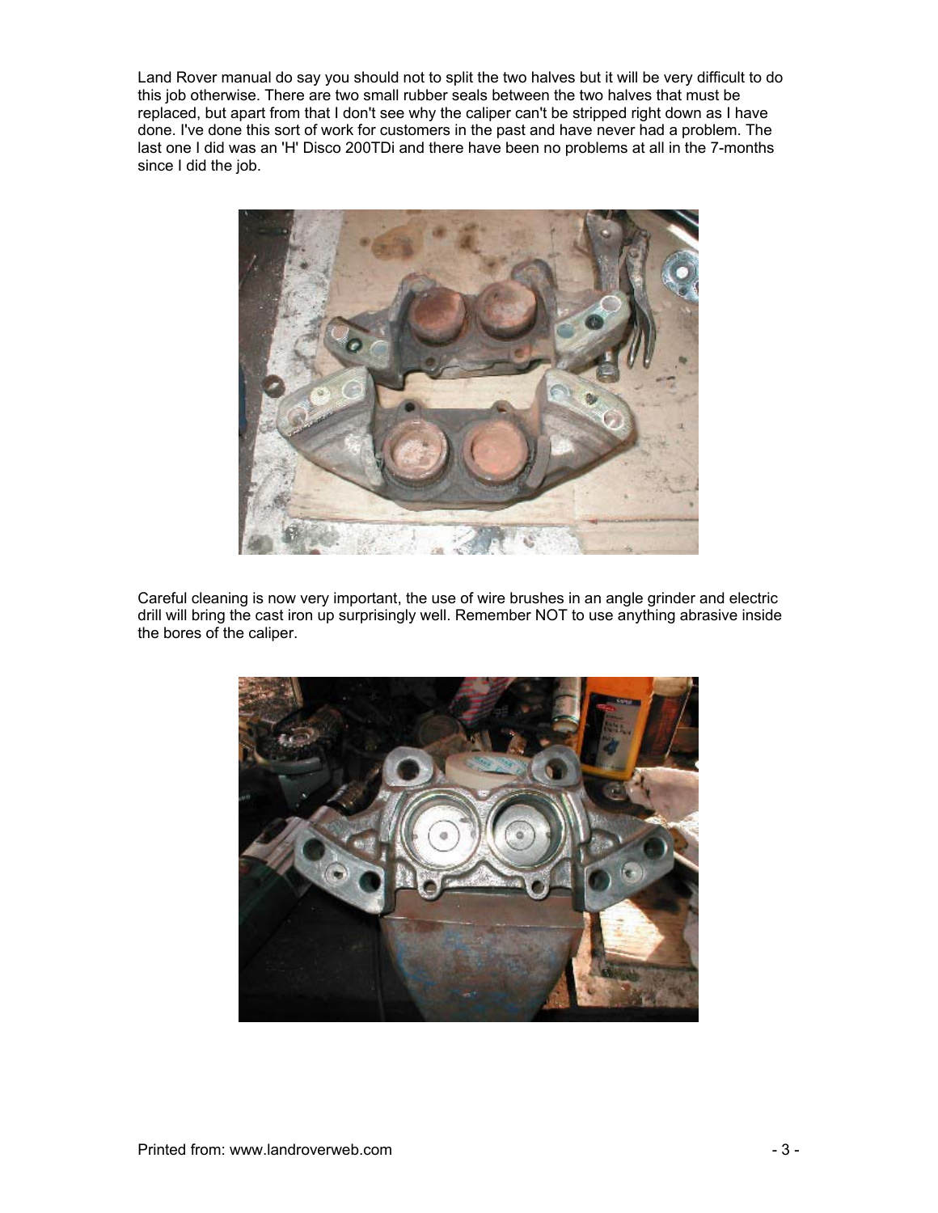Land Rover manual do say you should not to split the two halves but it will be very difficult to do this job otherwise. There are two small rubber seals between the two halves that must be replaced, but apart from that I don't see why the caliper can't be stripped right down as I have done. I've done this sort of work for customers in the past and have never had a problem. The last one I did was an 'H' Disco 200TDi and there have been no problems at all in the 7-months since I did the job.

Careful cleaning is now very important, the use of wire brushes in an angle grinder and electric drill will bring the cast iron up surprisingly well. Remember NOT to use anything abrasive inside the bores of the caliper.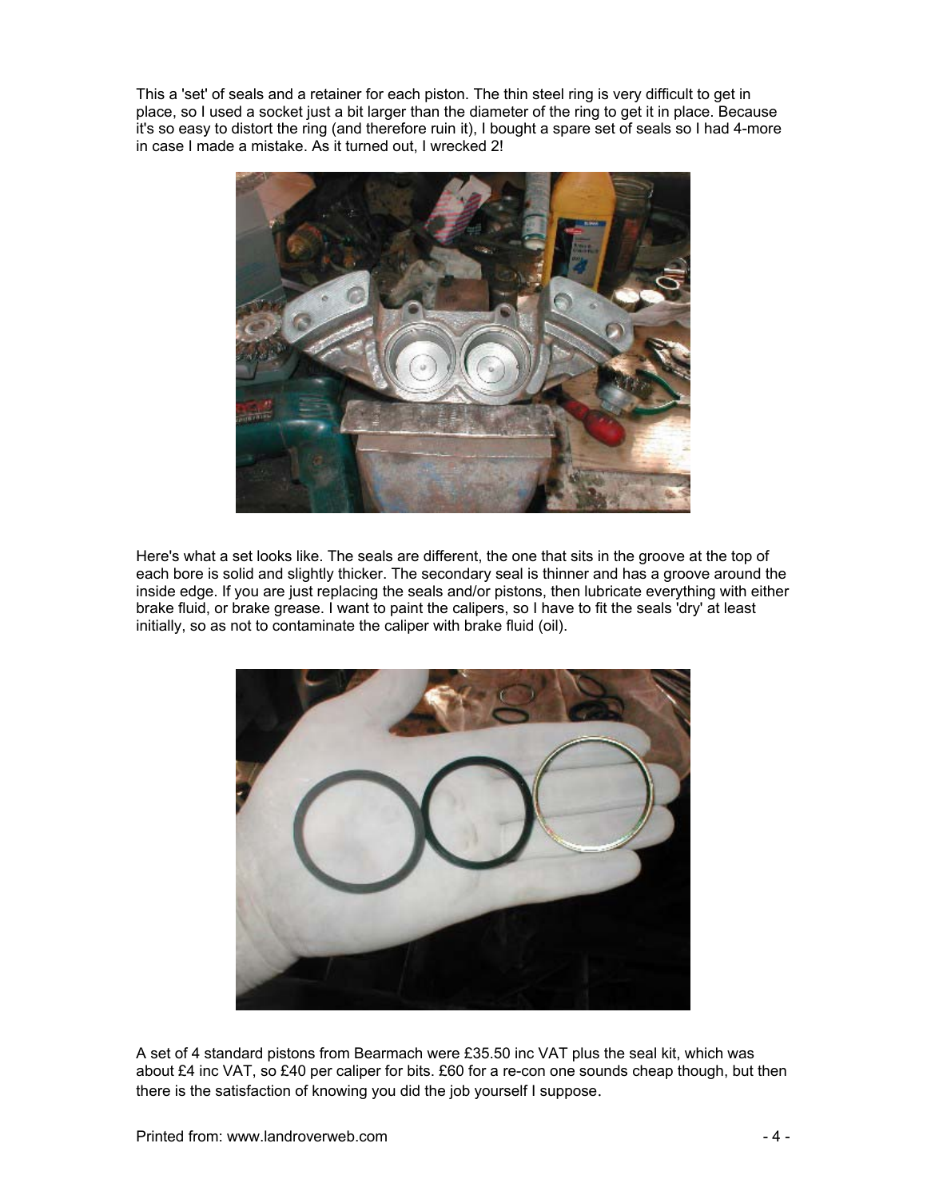This a 'set' of seals and a retainer for each piston. The thin steel ring is very difficult to get in place, so I used a socket just a bit larger than the diameter of the ring to get it in place. Because it's so easy to distort the ring (and therefore ruin it), I bought a spare set of seals so I had 4-more in case I made a mistake. As it turned out, I wrecked 2!

Here's what a set looks like. The seals are different, the one that sits in the groove at the top of each bore is solid and slightly thicker. The secondary seal is thinner and has a groove around the inside edge. If you are just replacing the seals and/or pistons, then lubricate everything with either brake fluid, or brake grease. I want to paint the calipers, so I have to fit the seals 'dry' at least initially, so as not to contaminate the caliper with brake fluid (oil).

A set of 4 standard pistons from Bearmach were £35.50 inc VAT plus the seal kit, which was about £4 inc VAT, so £40 per caliper for bits. £60 for a re-con one sounds cheap though, but then there is the satisfaction of knowing you did the job yourself I suppose.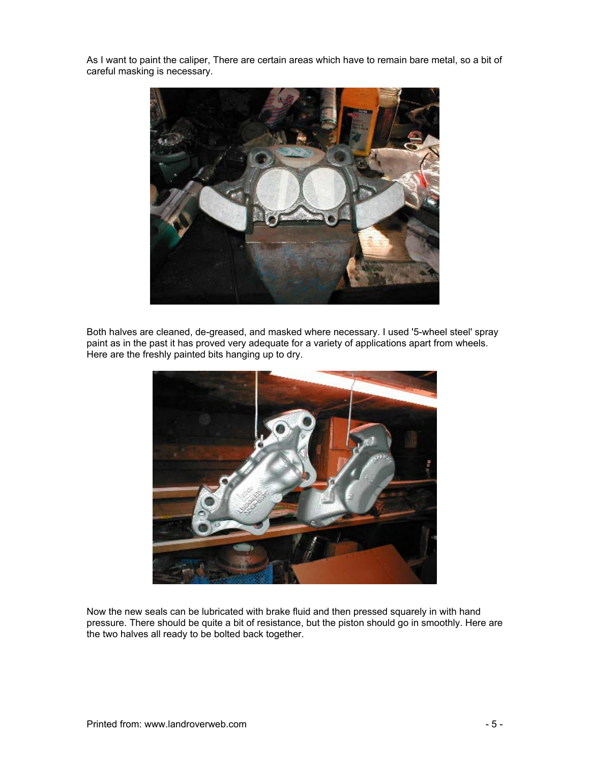As I want to paint the caliper, There are certain areas which have to remain bare metal, so a bit of careful masking is necessary.

Both halves are cleaned, de-greased, and masked where necessary. I used '5-wheel steel' spray paint as in the past it has proved very adequate for a variety of applications apart from wheels. Here are the freshly painted bits hanging up to dry.

Now the new seals can be lubricated with brake fluid and then pressed squarely in with hand pressure. There should be quite a bit of resistance, but the piston should go in smoothly. Here are the two halves all ready to be bolted back together.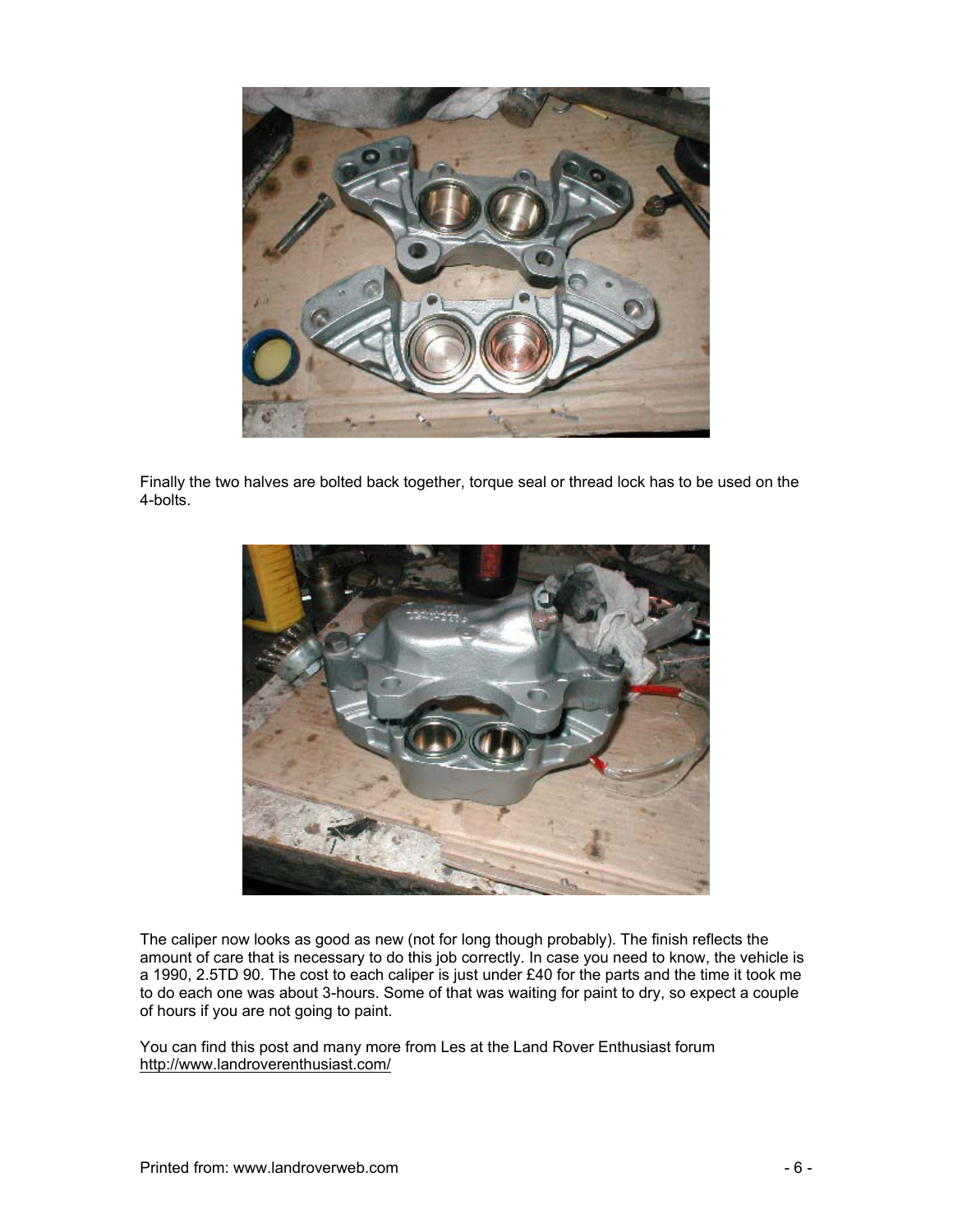Finally the two halves are bolted back together, torque seal or thread lock has to be used on the 4-bolts.

The caliper now looks as good as new (not for long though probably). The finish reflects the amount of care that is necessary to do this job correctly. In case you need to know, the vehicle is a 1990, 2.5TD 90. The cost to each caliper is just under £40 for the parts and the time it took me to do each one was about 3-hours. Some of that was waiting for paint to dry, so expect a couple of hours if you are not going to paint.

You can find this post and many more from Les at the Land Rover Enthusiast forum
http://www.landroverenthusiast.com/